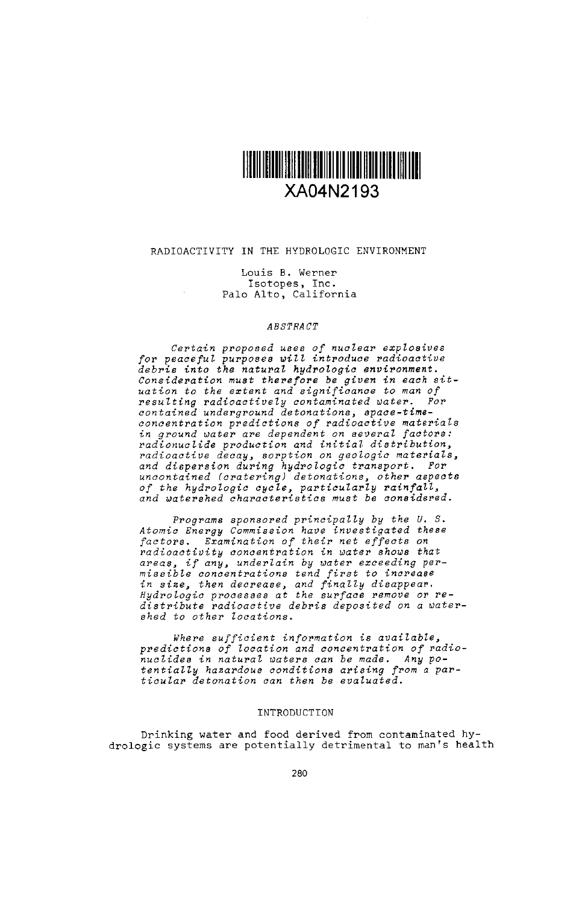XA04N2193

# RADIOACTIVITY IN THE HYDROLOGIC ENVIRONMENT

Louis B. Werner
Isotopes, Inc.
Palo Alto, California

## ABSTRACT

*Certain proposed uses of nuclear explosives for peaceful purposes will introduce radioactive debris into the natural hydrologic environment. Consideration must therefore be given in each situation to the extent and significance to man of resulting radioactively contaminated water. For contained underground detonations, space-time-concentration predictions of radioactive materials in ground water are dependent on several factors: radionuclide production and initial distribution, radioactive decay, sorption on geologic materials, and dispersion during hydrologic transport. For uncontained (cratering) detonations, other aspects of the hydrologic cycle, particularly rainfall, and watershed characteristics must be considered.*

*Programs sponsored principally by the U. S. Atomic Energy Commission have investigated these factors. Examination of their net effects on radioactivity concentration in water shows that areas, if any, underlain by water exceeding permissible concentrations tend first to increase in size, then decrease, and finally disappear. Hydrologic processes at the surface remove or redistribute radioactive debris deposited on a watershed to other locations.*

*Where sufficient information is available, predictions of location and concentration of radionuclides in natural waters can be made. Any potentially hazardous conditions arising from a particular detonation can then be evaluated.*

## INTRODUCTION

Drinking water and food derived from contaminated hydrologic systems are potentially detrimental to man's health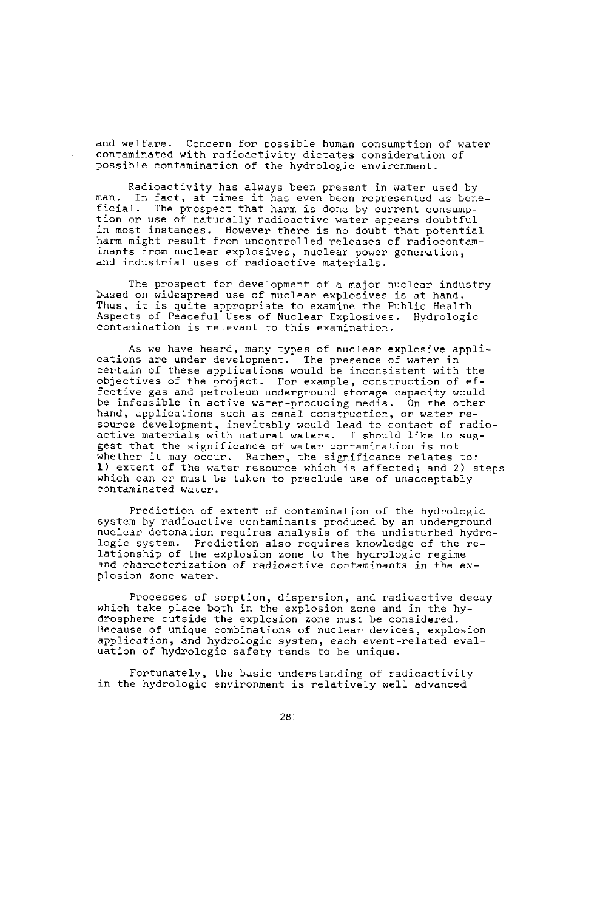and welfare. Concern for possible human consumption of water contaminated with radioactivity dictates consideration of possible contamination of the hydrologic environment.

Radioactivity has always been present in water used by man. In fact, at times it has even been represented as beneficial. The prospect that harm is done by current consumption or use of naturally radioactive water appears doubtful in most instances. However there is no doubt that potential harm might result from uncontrolled releases of radiocontaminants from nuclear explosives, nuclear power generation, and industrial uses of radioactive materials.

The prospect for development of a major nuclear industry based on widespread use of nuclear explosives is at hand. Thus, it is quite appropriate to examine the Public Health Aspects of Peaceful Uses of Nuclear Explosives. Hydrologic contamination is relevant to this examination.

As we have heard, many types of nuclear explosive applications are under development. The presence of water in certain of these applications would be inconsistent with the objectives of the project. For example, construction of effective gas and petroleum underground storage capacity would be infeasible in active water-producing media. On the other hand, applications such as canal construction, or water resource development, inevitably would lead to contact of radioactive materials with natural waters. I should like to suggest that the significance of water contamination is not whether it may occur. Rather, the significance relates to: 1) extent of the water resource which is affected; and 2) steps which can or must be taken to preclude use of unacceptably contaminated water.

Prediction of extent of contamination of the hydrologic system by radioactive contaminants produced by an underground nuclear detonation requires analysis of the undisturbed hydrologic system. Prediction also requires knowledge of the relationship of the explosion zone to the hydrologic regime and characterization of radioactive contaminants in the explosion zone water.

Processes of sorption, dispersion, and radioactive decay which take place both in the explosion zone and in the hydrosphere outside the explosion zone must be considered. Because of unique combinations of nuclear devices, explosion application, and hydrologic system, each event-related evaluation of hydrologic safety tends to be unique.

Fortunately, the basic understanding of radioactivity in the hydrologic environment is relatively well advanced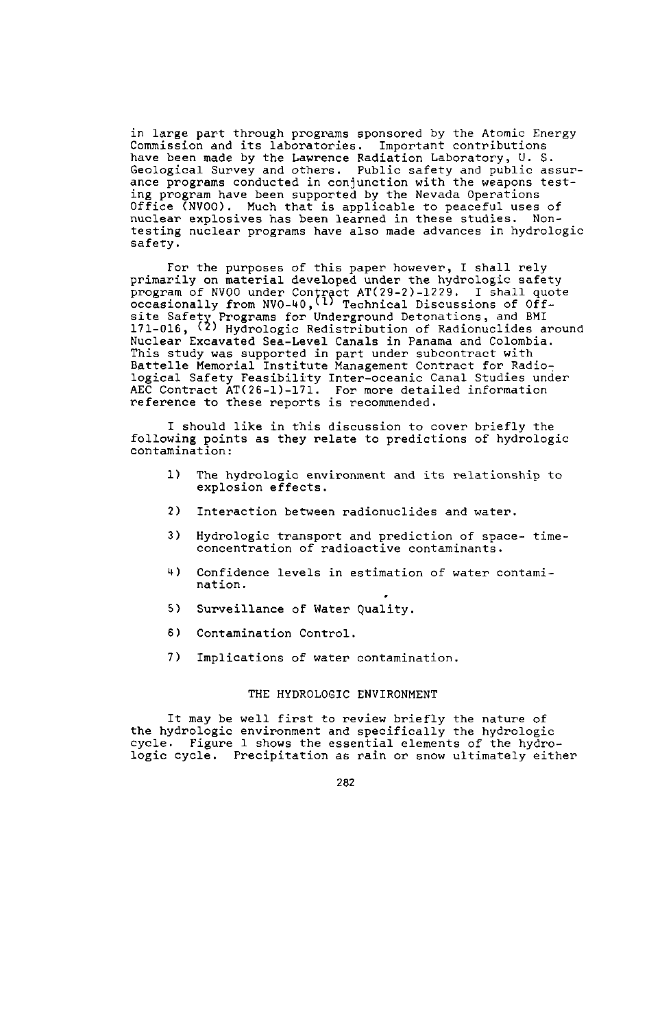in large part through programs sponsored by the Atomic Energy Commission and its laboratories. Important contributions have been made by the Lawrence Radiation Laboratory, U. S. Geological Survey and others. Public safety and public assurance programs conducted in conjunction with the weapons testing program have been supported by the Nevada Operations Office (NVOO). Much that is applicable to peaceful uses of nuclear explosives has been learned in these studies. Non-testing nuclear programs have also made advances in hydrologic safety.

For the purposes of this paper however, I shall rely primarily on material developed under the hydrologic safety program of NVOO under Contract AT(29-2)-1229. I shall quote occasionally from NVO-40,[1] Technical Discussions of Off-site Safety Programs for Underground Detonations, and BMI 171-016,[2] Hydrologic Redistribution of Radionuclides around Nuclear Excavated Sea-Level Canals in Panama and Colombia. This study was supported in part under subcontract with Battelle Memorial Institute Management Contract for Radiological Safety Feasibility Inter-oceanic Canal Studies under AEC Contract AT(26-1)-171. For more detailed information reference to these reports is recommended.

I should like in this discussion to cover briefly the following points as they relate to predictions of hydrologic contamination:

1) The hydrologic environment and its relationship to explosion effects.

2) Interaction between radionuclides and water.

3) Hydrologic transport and prediction of space- time-concentration of radioactive contaminants.

4) Confidence levels in estimation of water contamination.

5) Surveillance of Water Quality.

6) Contamination Control.

7) Implications of water contamination.

## THE HYDROLOGIC ENVIRONMENT

It may be well first to review briefly the nature of the hydrologic environment and specifically the hydrologic cycle. Figure 1 shows the essential elements of the hydrologic cycle. Precipitation as rain or snow ultimately either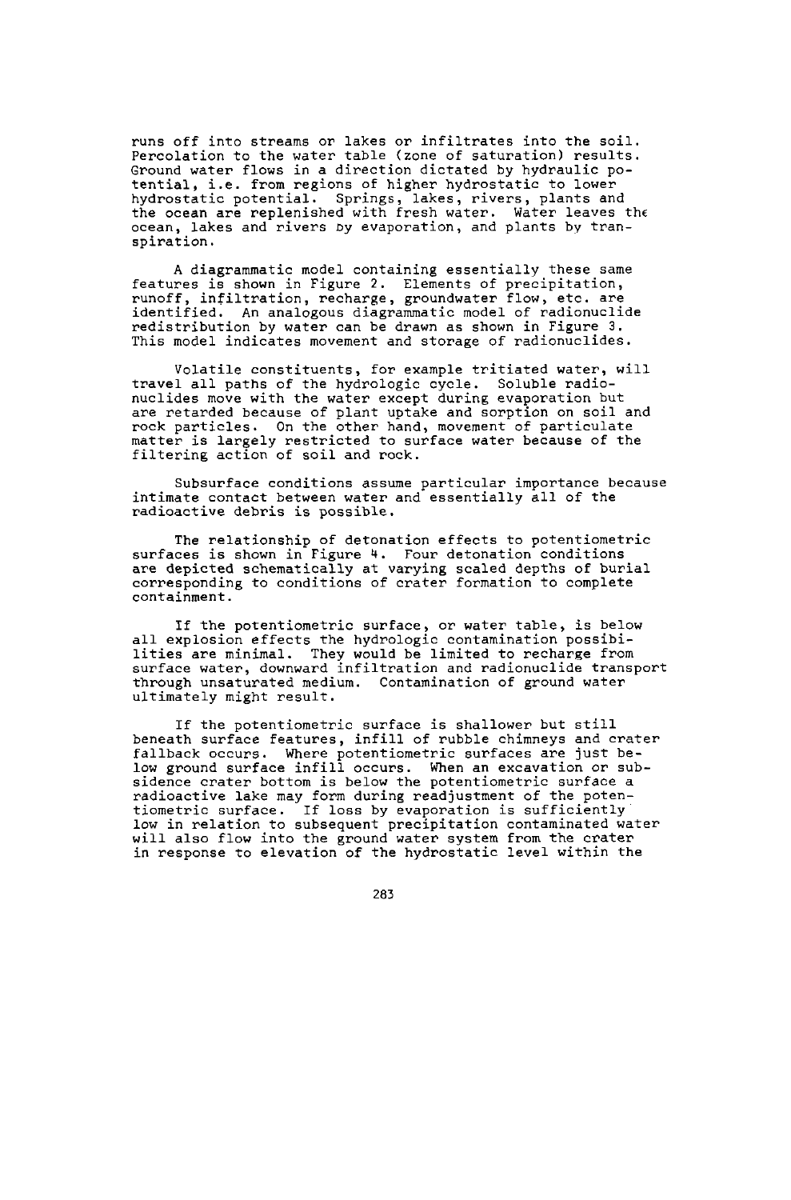runs off into streams or lakes or infiltrates into the soil. Percolation to the water table (zone of saturation) results. Ground water flows in a direction dictated by hydraulic potential, i.e. from regions of higher hydrostatic to lower hydrostatic potential. Springs, lakes, rivers, plants and the ocean are replenished with fresh water. Water leaves the ocean, lakes and rivers by evaporation, and plants by transpiration.

A diagrammatic model containing essentially these same features is shown in Figure 2. Elements of precipitation, runoff, infiltration, recharge, groundwater flow, etc. are identified. An analogous diagrammatic model of radionuclide redistribution by water can be drawn as shown in Figure 3. This model indicates movement and storage of radionuclides.

Volatile constituents, for example tritiated water, will travel all paths of the hydrologic cycle. Soluble radionuclides move with the water except during evaporation but are retarded because of plant uptake and sorption on soil and rock particles. On the other hand, movement of particulate matter is largely restricted to surface water because of the filtering action of soil and rock.

Subsurface conditions assume particular importance because intimate contact between water and essentially all of the radioactive debris is possible.

The relationship of detonation effects to potentiometric surfaces is shown in Figure 4. Four detonation conditions are depicted schematically at varying scaled depths of burial corresponding to conditions of crater formation to complete containment.

If the potentiometric surface, or water table, is below all explosion effects the hydrologic contamination possibilities are minimal. They would be limited to recharge from surface water, downward infiltration and radionuclide transport through unsaturated medium. Contamination of ground water ultimately might result.

If the potentiometric surface is shallower but still beneath surface features, infill of rubble chimneys and crater fallback occurs. Where potentiometric surfaces are just below ground surface infill occurs. When an excavation or subsidence crater bottom is below the potentiometric surface a radioactive lake may form during readjustment of the potentiometric surface. If loss by evaporation is sufficiently low in relation to subsequent precipitation contaminated water will also flow into the ground water system from the crater in response to elevation of the hydrostatic level within the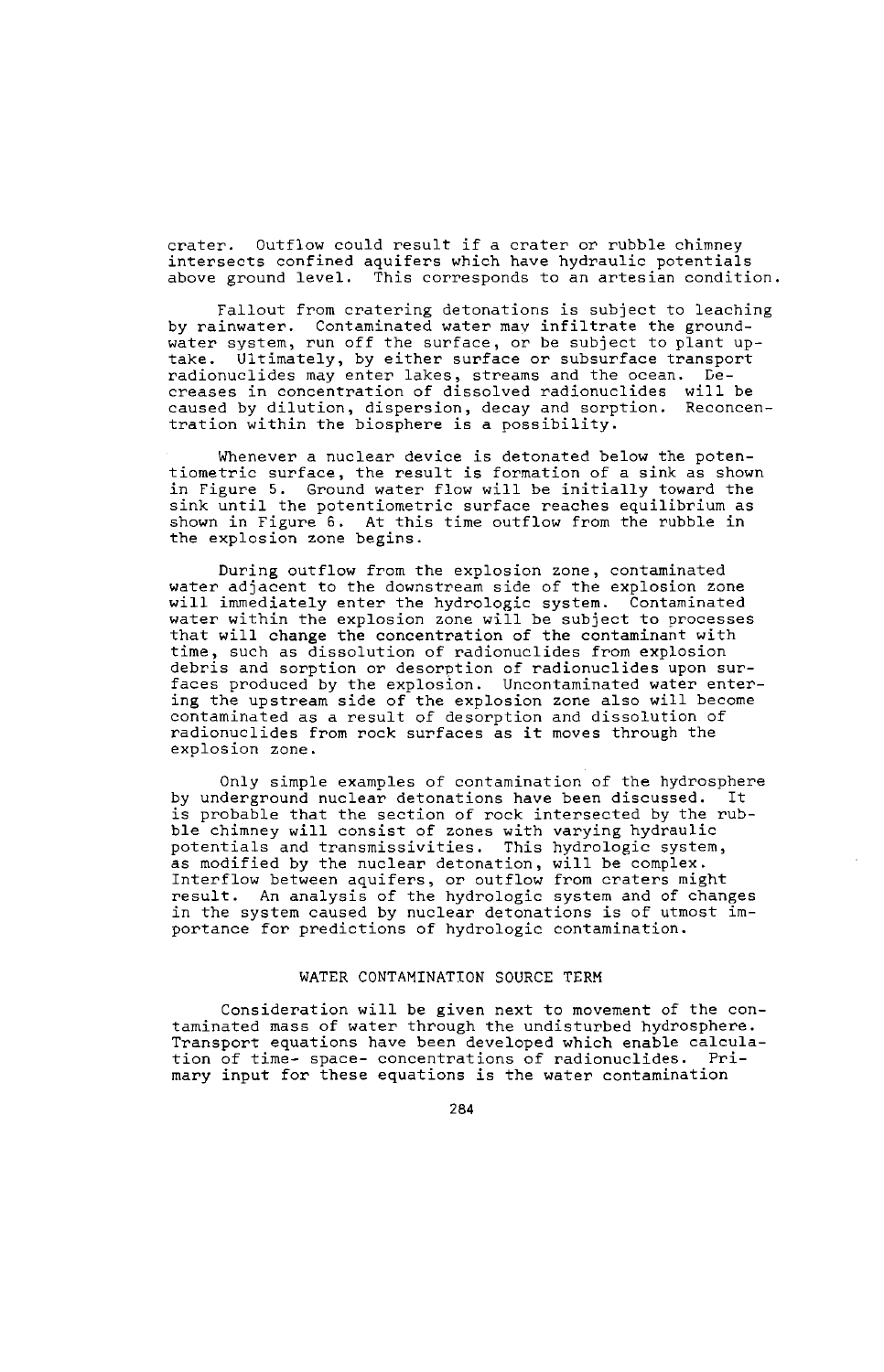crater. Outflow could result if a crater or rubble chimney intersects confined aquifers which have hydraulic potentials above ground level. This corresponds to an artesian condition.

Fallout from cratering detonations is subject to leaching by rainwater. Contaminated water may infiltrate the groundwater system, run off the surface, or be subject to plant uptake. Ultimately, by either surface or subsurface transport radionuclides may enter lakes, streams and the ocean. Decreases in concentration of dissolved radionuclides will be caused by dilution, dispersion, decay and sorption. Reconcentration within the biosphere is a possibility.

Whenever a nuclear device is detonated below the potentiometric surface, the result is formation of a sink as shown in Figure 5. Ground water flow will be initially toward the sink until the potentiometric surface reaches equilibrium as shown in Figure 6. At this time outflow from the rubble in the explosion zone begins.

During outflow from the explosion zone, contaminated water adjacent to the downstream side of the explosion zone will immediately enter the hydrologic system. Contaminated water within the explosion zone will be subject to processes that will change the concentration of the contaminant with time, such as dissolution of radionuclides from explosion debris and sorption or desorption of radionuclides upon surfaces produced by the explosion. Uncontaminated water entering the upstream side of the explosion zone also will become contaminated as a result of desorption and dissolution of radionuclides from rock surfaces as it moves through the explosion zone.

Only simple examples of contamination of the hydrosphere by underground nuclear detonations have been discussed. It is probable that the section of rock intersected by the rubble chimney will consist of zones with varying hydraulic potentials and transmissivities. This hydrologic system, as modified by the nuclear detonation, will be complex. Interflow between aquifers, or outflow from craters might result. An analysis of the hydrologic system and of changes in the system caused by nuclear detonations is of utmost importance for predictions of hydrologic contamination.

## WATER CONTAMINATION SOURCE TERM

Consideration will be given next to movement of the contaminated mass of water through the undisturbed hydrosphere. Transport equations have been developed which enable calculation of time- space- concentrations of radionuclides. Primary input for these equations is the water contamination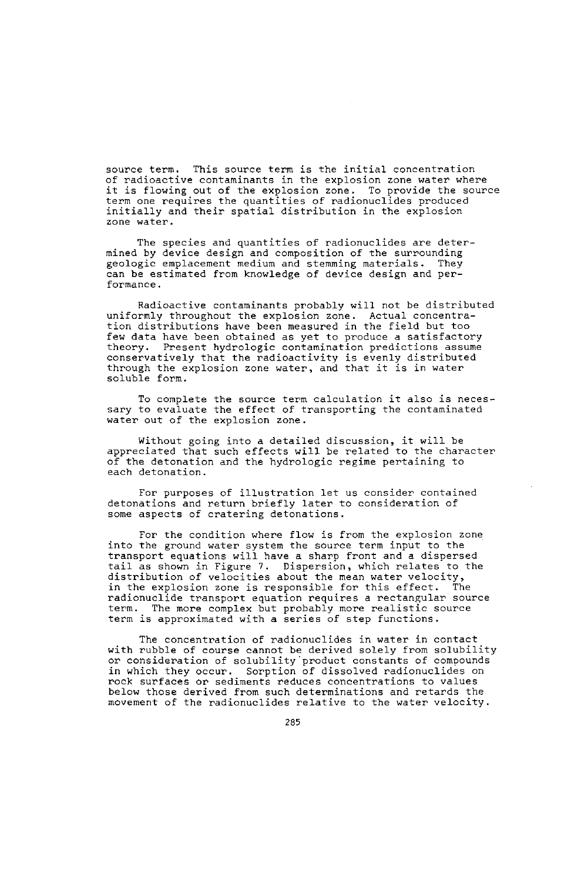source term. This source term is the initial concentration of radioactive contaminants in the explosion zone water where it is flowing out of the explosion zone. To provide the source term one requires the quantities of radionuclides produced initially and their spatial distribution in the explosion zone water.

The species and quantities of radionuclides are determined by device design and composition of the surrounding geologic emplacement medium and stemming materials. They can be estimated from knowledge of device design and performance.

Radioactive contaminants probably will not be distributed uniformly throughout the explosion zone. Actual concentration distributions have been measured in the field but too few data have been obtained as yet to produce a satisfactory theory. Present hydrologic contamination predictions assume conservatively that the radioactivity is evenly distributed through the explosion zone water, and that it is in water soluble form.

To complete the source term calculation it also is necessary to evaluate the effect of transporting the contaminated water out of the explosion zone.

Without going into a detailed discussion, it will be appreciated that such effects will be related to the character of the detonation and the hydrologic regime pertaining to each detonation.

For purposes of illustration let us consider contained detonations and return briefly later to consideration of some aspects of cratering detonations.

For the condition where flow is from the explosion zone into the ground water system the source term input to the transport equations will have a sharp front and a dispersed tail as shown in Figure 7. Dispersion, which relates to the distribution of velocities about the mean water velocity, in the explosion zone is responsible for this effect. The radionuclide transport equation requires a rectangular source term. The more complex but probably more realistic source term is approximated with a series of step functions.

The concentration of radionuclides in water in contact with rubble of course cannot be derived solely from solubility or consideration of solubility product constants of compounds in which they occur. Sorption of dissolved radionuclides on rock surfaces or sediments reduces concentrations to values below those derived from such determinations and retards the movement of the radionuclides relative to the water velocity.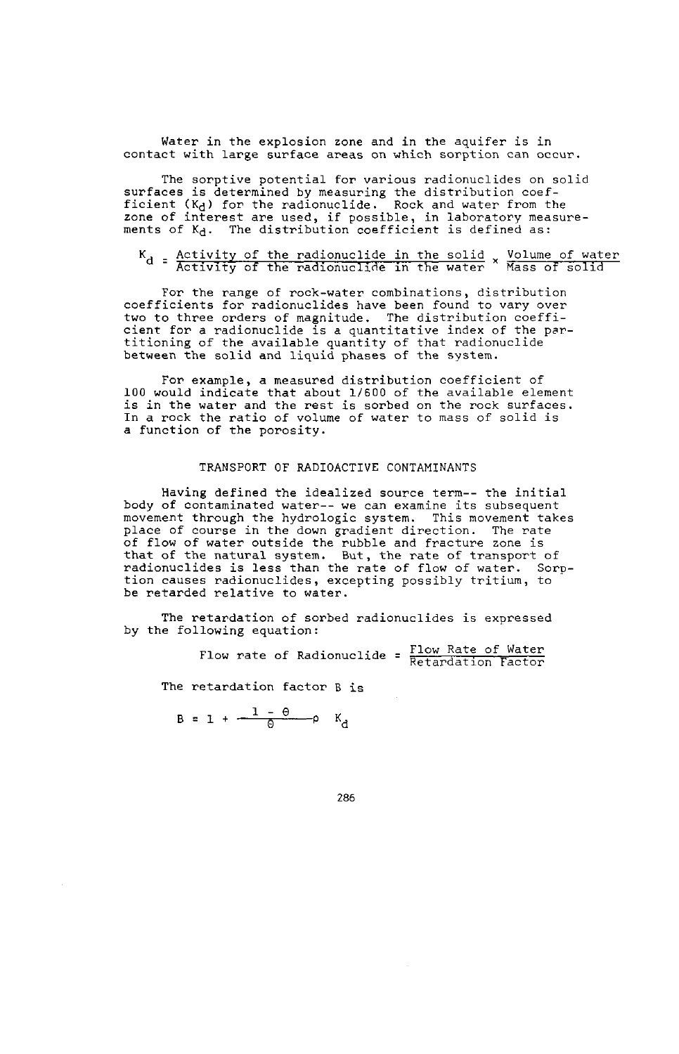Water in the explosion zone and in the aquifer is in contact with large surface areas on which sorption can occur.

The sorptive potential for various radionuclides on solid surfaces is determined by measuring the distribution coefficient ($K_d$) for the radionuclide. Rock and water from the zone of interest are used, if possible, in laboratory measurements of $K_d$. The distribution coefficient is defined as:

$$K_d = \frac{\text{Activity of the radionuclide in the solid}}{\text{Activity of the radionuclide in the water}} \times \frac{\text{Volume of water}}{\text{Mass of solid}}$$

For the range of rock-water combinations, distribution coefficients for radionuclides have been found to vary over two to three orders of magnitude. The distribution coefficient for a radionuclide is a quantitative index of the partitioning of the available quantity of that radionuclide between the solid and liquid phases of the system.

For example, a measured distribution coefficient of 100 would indicate that about 1/600 of the available element is in the water and the rest is sorbed on the rock surfaces. In a rock the ratio of volume of water to mass of solid is a function of the porosity.

## TRANSPORT OF RADIOACTIVE CONTAMINANTS

Having defined the idealized source term-- the initial body of contaminated water-- we can examine its subsequent movement through the hydrologic system. This movement takes place of course in the down gradient direction. The rate of flow of water outside the rubble and fracture zone is that of the natural system. But, the rate of transport of radionuclides is less than the rate of flow of water. Sorption causes radionuclides, excepting possibly tritium, to be retarded relative to water.

The retardation of sorbed radionuclides is expressed by the following equation:

$$\text{Flow rate of Radionuclide} = \frac{\text{Flow Rate of Water}}{\text{Retardation Factor}}$$

The retardation factor B is

$$B = 1 + \frac{1 - \theta}{\theta} \rho \ K_d$$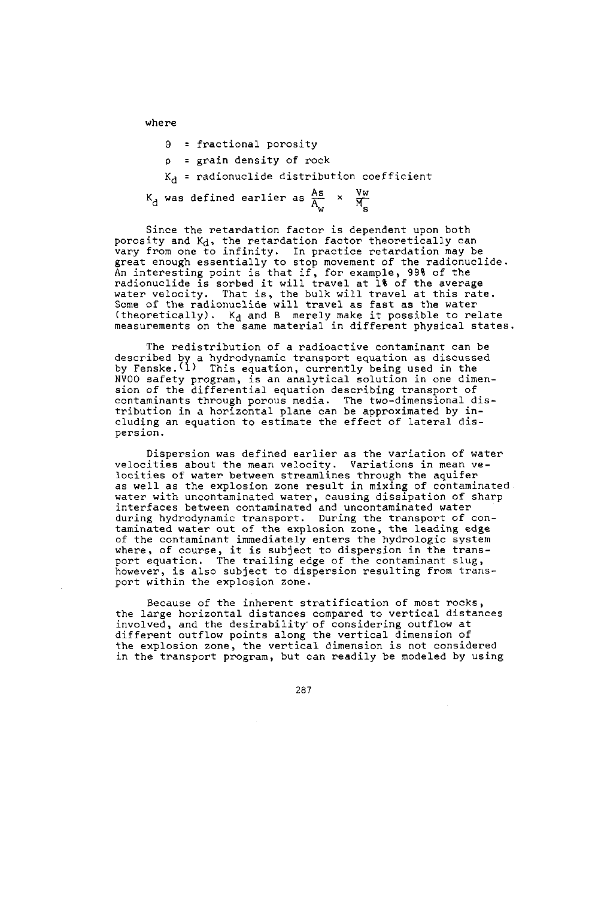where

$\theta$ = fractional porosity

$\rho$ = grain density of rock

$K_d$ = radionuclide distribution coefficient

$K_d$ was defined earlier as $\frac{As}{A_w} \times \frac{Vw}{M_s}$

Since the retardation factor is dependent upon both porosity and $K_d$, the retardation factor theoretically can vary from one to infinity. In practice retardation may be great enough essentially to stop movement of the radionuclide. An interesting point is that if, for example, 99% of the radionuclide is sorbed it will travel at 1% of the average water velocity. That is, the bulk will travel at this rate. Some of the radionuclide will travel as fast as the water (theoretically). $K_d$ and B merely make it possible to relate measurements on the same material in different physical states.

The redistribution of a radioactive contaminant can be described by a hydrodynamic transport equation as discussed by Fenske.[1] This equation, currently being used in the NVOO safety program, is an analytical solution in one dimension of the differential equation describing transport of contaminants through porous media. The two-dimensional distribution in a horizontal plane can be approximated by including an equation to estimate the effect of lateral dispersion.

Dispersion was defined earlier as the variation of water velocities about the mean velocity. Variations in mean velocities of water between streamlines through the aquifer as well as the explosion zone result in mixing of contaminated water with uncontaminated water, causing dissipation of sharp interfaces between contaminated and uncontaminated water during hydrodynamic transport. During the transport of contaminated water out of the explosion zone, the leading edge of the contaminant immediately enters the hydrologic system where, of course, it is subject to dispersion in the transport equation. The trailing edge of the contaminant slug, however, is also subject to dispersion resulting from transport within the explosion zone.

Because of the inherent stratification of most rocks, the large horizontal distances compared to vertical distances involved, and the desirability of considering outflow at different outflow points along the vertical dimension of the explosion zone, the vertical dimension is not considered in the transport program, but can readily be modeled by using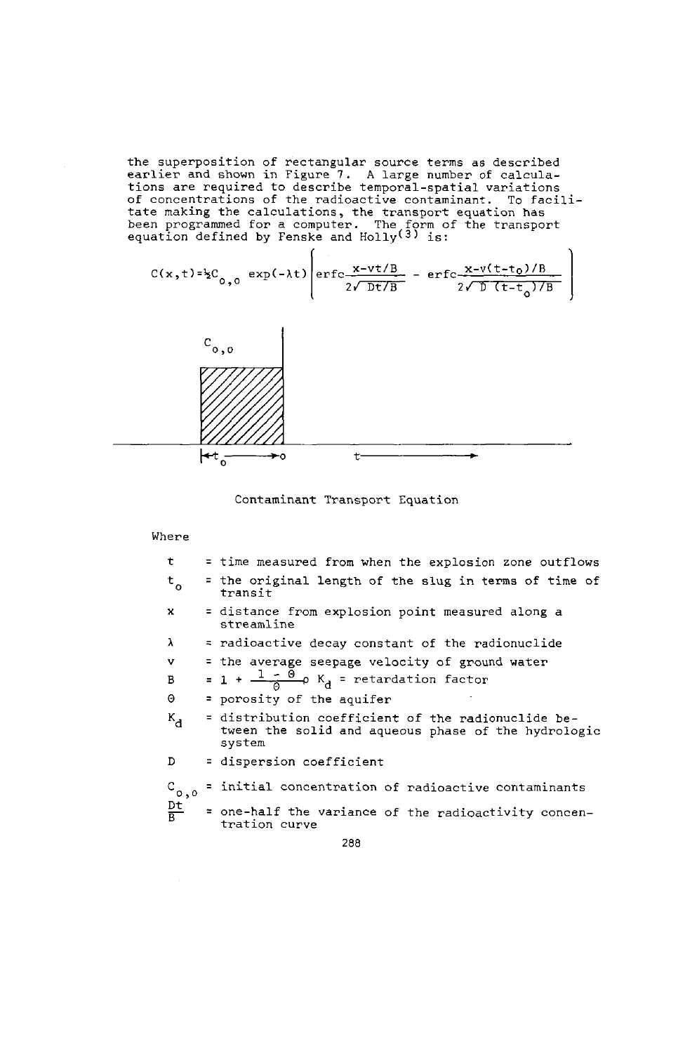the superposition of rectangular source terms as described earlier and shown in Figure 7. A large number of calculations are required to describe temporal-spatial variations of concentrations of the radioactive contaminant. To facilitate making the calculations, the transport equation has been programmed for a computer. The form of the transport equation defined by Fenske and Holly[3] is:

$$C(x,t) = \tfrac{1}{2} C_{o,o} \exp(-\lambda t) \left( \operatorname{erfc} \frac{x - vt/B}{2\sqrt{Dt/B}} - \operatorname{erfc} \frac{x - v(t-t_o)/B}{2\sqrt{D(t-t_o)/B}} \right)$$

Contaminant Transport Equation

Where

- $t$ = time measured from when the explosion zone outflows
- $t_o$ = the original length of the slug in terms of time of transit
- $x$ = distance from explosion point measured along a streamline
- $\lambda$ = radioactive decay constant of the radionuclide
- $v$ = the average seepage velocity of ground water
- $B$ = $1 + \frac{1 - \Theta}{\Theta} \rho K_d$ = retardation factor
- $\Theta$ = porosity of the aquifer
- $K_d$ = distribution coefficient of the radionuclide between the solid and aqueous phase of the hydrologic system
- $D$ = dispersion coefficient
- $C_{o,o}$ = initial concentration of radioactive contaminants
- $\frac{Dt}{B}$ = one-half the variance of the radioactivity concentration curve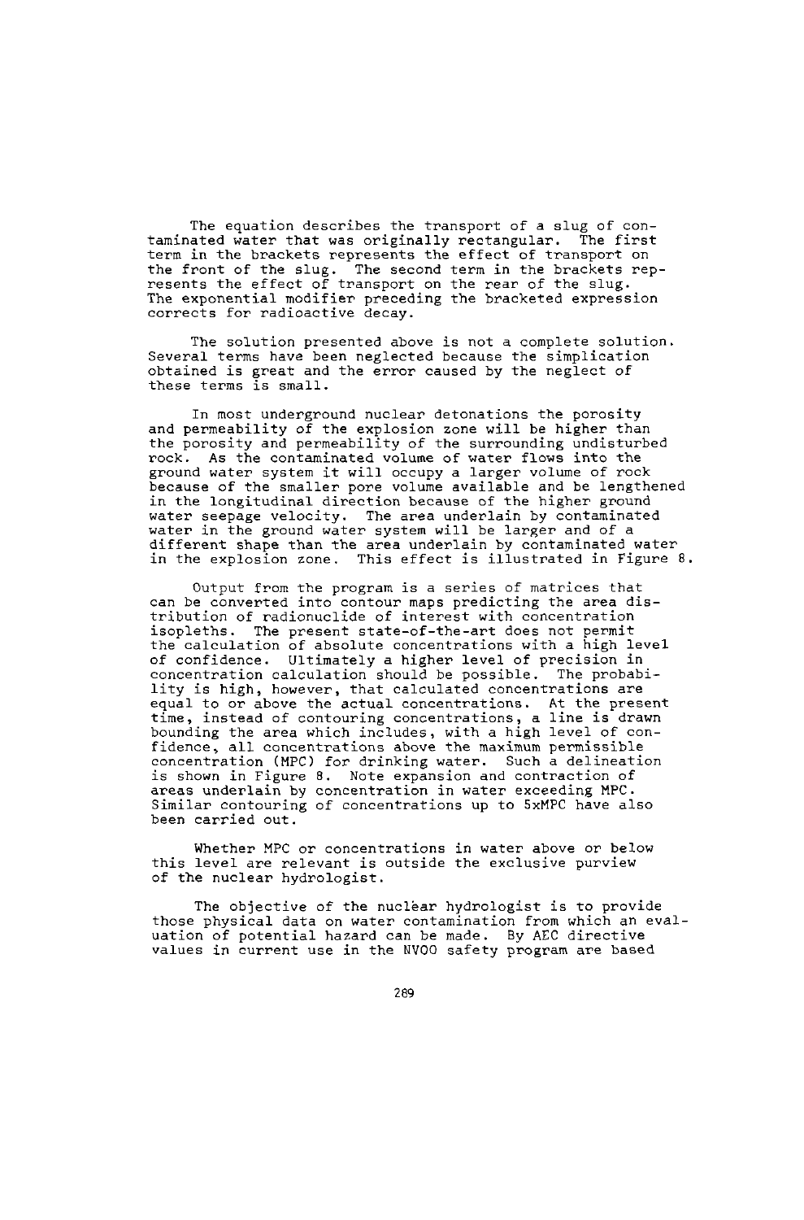The equation describes the transport of a slug of contaminated water that was originally rectangular. The first term in the brackets represents the effect of transport on the front of the slug. The second term in the brackets represents the effect of transport on the rear of the slug. The exponential modifier preceding the bracketed expression corrects for radioactive decay.

The solution presented above is not a complete solution. Several terms have been neglected because the simplication obtained is great and the error caused by the neglect of these terms is small.

In most underground nuclear detonations the porosity and permeability of the explosion zone will be higher than the porosity and permeability of the surrounding undisturbed rock. As the contaminated volume of water flows into the ground water system it will occupy a larger volume of rock because of the smaller pore volume available and be lengthened in the longitudinal direction because of the higher ground water seepage velocity. The area underlain by contaminated water in the ground water system will be larger and of a different shape than the area underlain by contaminated water in the explosion zone. This effect is illustrated in Figure 8.

Output from the program is a series of matrices that can be converted into contour maps predicting the area distribution of radionuclide of interest with concentration isopleths. The present state-of-the-art does not permit the calculation of absolute concentrations with a high level of confidence. Ultimately a higher level of precision in concentration calculation should be possible. The probability is high, however, that calculated concentrations are equal to or above the actual concentrations. At the present time, instead of contouring concentrations, a line is drawn bounding the area which includes, with a high level of confidence, all concentrations above the maximum permissible concentration (MPC) for drinking water. Such a delineation is shown in Figure 8. Note expansion and contraction of areas underlain by concentration in water exceeding MPC. Similar contouring of concentrations up to 5xMPC have also been carried out.

Whether MPC or concentrations in water above or below this level are relevant is outside the exclusive purview of the nuclear hydrologist.

The objective of the nuclear hydrologist is to provide those physical data on water contamination from which an evaluation of potential hazard can be made. By AEC directive values in current use in the NVOO safety program are based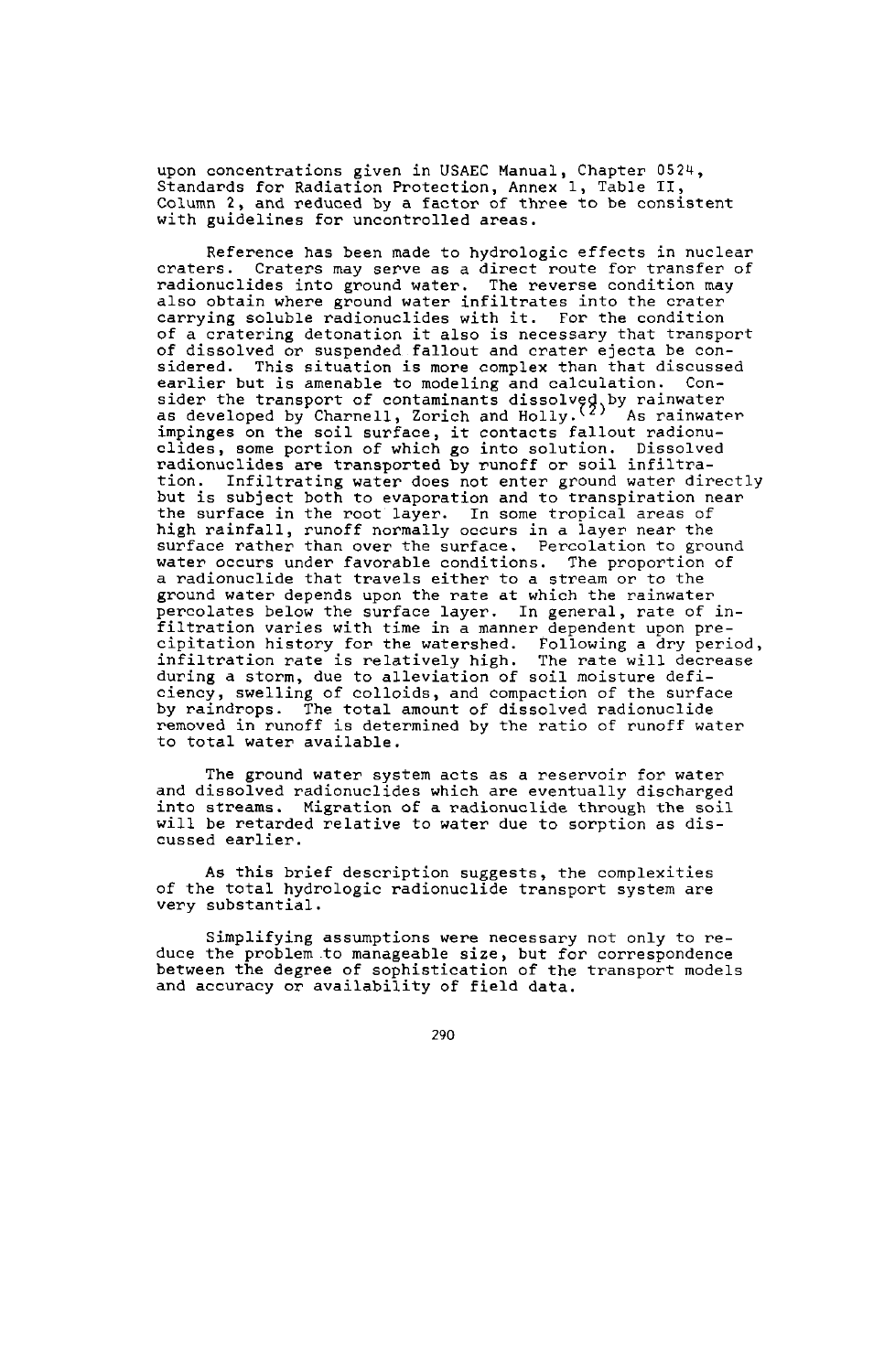upon concentrations given in USAEC Manual, Chapter 0524, Standards for Radiation Protection, Annex 1, Table II, Column 2, and reduced by a factor of three to be consistent with guidelines for uncontrolled areas.

Reference has been made to hydrologic effects in nuclear craters. Craters may serve as a direct route for transfer of radionuclides into ground water. The reverse condition may also obtain where ground water infiltrates into the crater carrying soluble radionuclides with it. For the condition of a cratering detonation it also is necessary that transport of dissolved or suspended fallout and crater ejecta be considered. This situation is more complex than that discussed earlier but is amenable to modeling and calculation. Consider the transport of contaminants dissolved by rainwater as developed by Charnell, Zorich and Holly.[2] As rainwater impinges on the soil surface, it contacts fallout radionuclides, some portion of which go into solution. Dissolved radionuclides are transported by runoff or soil infiltration. Infiltrating water does not enter ground water directly but is subject both to evaporation and to transpiration near the surface in the root layer. In some tropical areas of high rainfall, runoff normally occurs in a layer near the surface rather than over the surface. Percolation to ground water occurs under favorable conditions. The proportion of a radionuclide that travels either to a stream or to the ground water depends upon the rate at which the rainwater percolates below the surface layer. In general, rate of infiltration varies with time in a manner dependent upon precipitation history for the watershed. Following a dry period, infiltration rate is relatively high. The rate will decrease during a storm, due to alleviation of soil moisture deficiency, swelling of colloids, and compaction of the surface by raindrops. The total amount of dissolved radionuclide removed in runoff is determined by the ratio of runoff water to total water available.

The ground water system acts as a reservoir for water and dissolved radionuclides which are eventually discharged into streams. Migration of a radionuclide through the soil will be retarded relative to water due to sorption as discussed earlier.

As this brief description suggests, the complexities of the total hydrologic radionuclide transport system are very substantial.

Simplifying assumptions were necessary not only to reduce the problem to manageable size, but for correspondence between the degree of sophistication of the transport models and accuracy or availability of field data.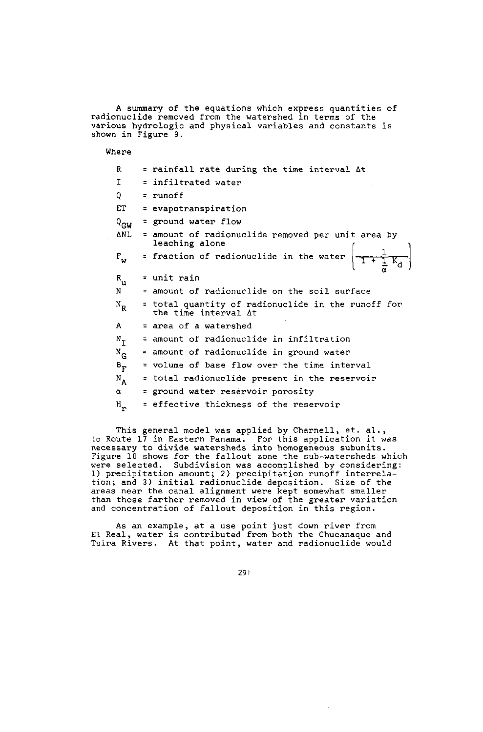A summary of the equations which express quantities of radionuclide removed from the watershed in terms of the various hydrologic and physical variables and constants is shown in Figure 9.

Where

$R$ = rainfall rate during the time interval $\Delta t$

$I$ = infiltrated water

$Q$ = runoff

$ET$ = evapotranspiration

$Q_{GW}$ = ground water flow

$\Delta NL$ = amount of radionuclide removed per unit area by leaching alone

$F_w$ = fraction of radionuclide in the water $\left(\frac{1}{1 + \frac{1}{\alpha} K_d}\right)$

$R_u$ = unit rain

$N$ = amount of radionuclide on the soil surface

$N_R$ = total quantity of radionuclide in the runoff for the time interval $\Delta t$

$A$ = area of a watershed

$N_I$ = amount of radionuclide in infiltration

$N_G$ = amount of radionuclide in ground water

$B_F$ = volume of base flow over the time interval

$N_A$ = total radionuclide present in the reservoir

$\alpha$ = ground water reservoir porosity

$H_r$ = effective thickness of the reservoir

This general model was applied by Charnell, et. al., to Route 17 in Eastern Panama. For this application it was necessary to divide watersheds into homogeneous subunits. Figure 10 shows for the fallout zone the sub-watersheds which were selected. Subdivision was accomplished by considering: 1) precipitation amount; 2) precipitation runoff interrelation; and 3) initial radionuclide deposition. Size of the areas near the canal alignment were kept somewhat smaller than those farther removed in view of the greater variation and concentration of fallout deposition in this region.

As an example, at a use point just down river from El Real, water is contributed from both the Chucanaque and Tuira Rivers. At that point, water and radionuclide would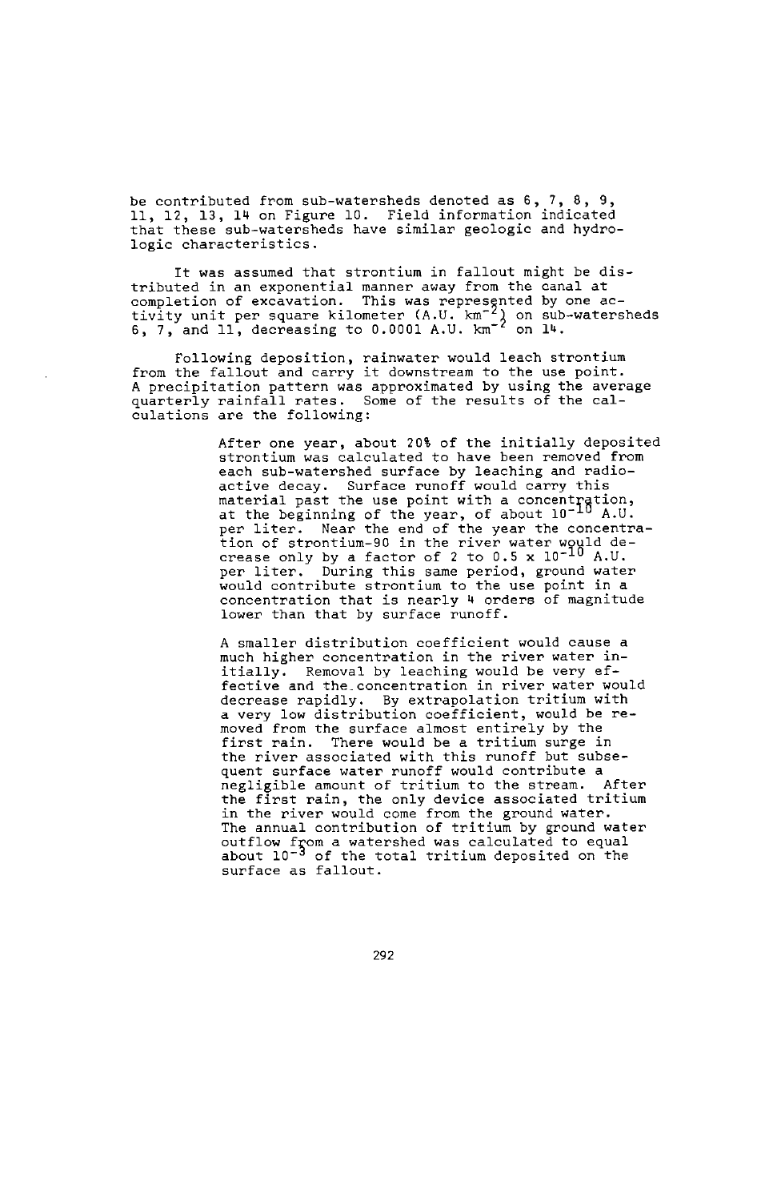be contributed from sub-watersheds denoted as 6, 7, 8, 9, 11, 12, 13, 14 on Figure 10. Field information indicated that these sub-watersheds have similar geologic and hydrologic characteristics.

It was assumed that strontium in fallout might be distributed in an exponential manner away from the canal at completion of excavation. This was represented by one activity unit per square kilometer (A.U. $km^{-2}$) on sub-watersheds 6, 7, and 11, decreasing to 0.0001 A.U. $km^{-2}$ on 14.

Following deposition, rainwater would leach strontium from the fallout and carry it downstream to the use point. A precipitation pattern was approximated by using the average quarterly rainfall rates. Some of the results of the calculations are the following:

> After one year, about 20% of the initially deposited strontium was calculated to have been removed from each sub-watershed surface by leaching and radioactive decay. Surface runoff would carry this material past the use point with a concentration, at the beginning of the year, of about $10^{-10}$ A.U. per liter. Near the end of the year the concentration of strontium-90 in the river water would decrease only by a factor of 2 to $0.5 \times 10^{-10}$ A.U. per liter. During this same period, ground water would contribute strontium to the use point in a concentration that is nearly 4 orders of magnitude lower than that by surface runoff.
>
> A smaller distribution coefficient would cause a much higher concentration in the river water initially. Removal by leaching would be very effective and the concentration in river water would decrease rapidly. By extrapolation tritium with a very low distribution coefficient, would be removed from the surface almost entirely by the first rain. There would be a tritium surge in the river associated with this runoff but subsequent surface water runoff would contribute a negligible amount of tritium to the stream. After the first rain, the only device associated tritium in the river would come from the ground water. The annual contribution of tritium by ground water outflow from a watershed was calculated to equal about $10^{-3}$ of the total tritium deposited on the surface as fallout.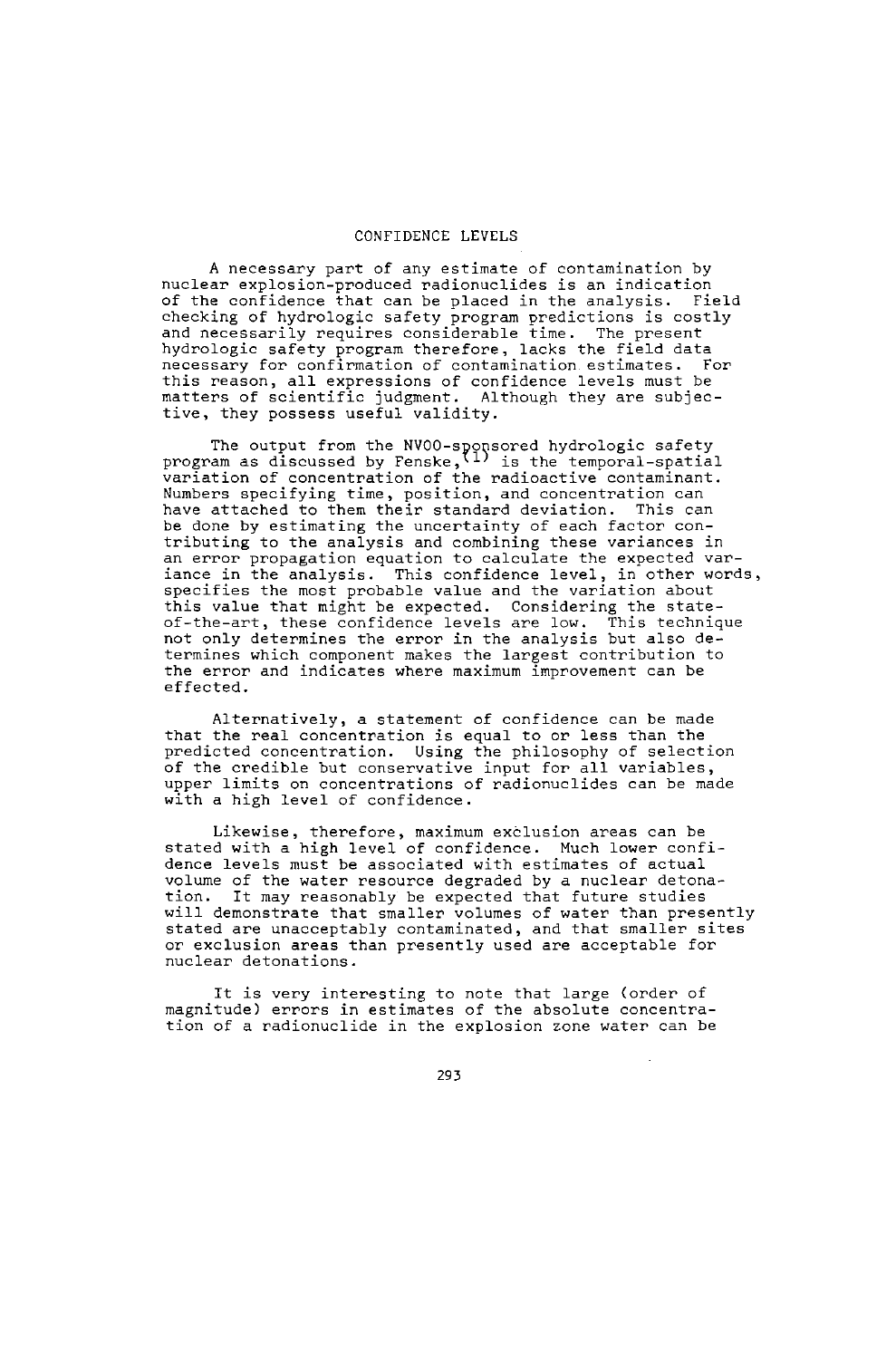## CONFIDENCE LEVELS

A necessary part of any estimate of contamination by nuclear explosion-produced radionuclides is an indication of the confidence that can be placed in the analysis. Field checking of hydrologic safety program predictions is costly and necessarily requires considerable time. The present hydrologic safety program therefore, lacks the field data necessary for confirmation of contamination estimates. For this reason, all expressions of confidence levels must be matters of scientific judgment. Although they are subjective, they possess useful validity.

The output from the NVOO-sponsored hydrologic safety program as discussed by Fenske,[1] is the temporal-spatial variation of concentration of the radioactive contaminant. Numbers specifying time, position, and concentration can have attached to them their standard deviation. This can be done by estimating the uncertainty of each factor contributing to the analysis and combining these variances in an error propagation equation to calculate the expected variance in the analysis. This confidence level, in other words, specifies the most probable value and the variation about this value that might be expected. Considering the state-of-the-art, these confidence levels are low. This technique not only determines the error in the analysis but also determines which component makes the largest contribution to the error and indicates where maximum improvement can be effected.

Alternatively, a statement of confidence can be made that the real concentration is equal to or less than the predicted concentration. Using the philosophy of selection of the credible but conservative input for all variables, upper limits on concentrations of radionuclides can be made with a high level of confidence.

Likewise, therefore, maximum exclusion areas can be stated with a high level of confidence. Much lower confidence levels must be associated with estimates of actual volume of the water resource degraded by a nuclear detonation. It may reasonably be expected that future studies will demonstrate that smaller volumes of water than presently stated are unacceptably contaminated, and that smaller sites or exclusion areas than presently used are acceptable for nuclear detonations.

It is very interesting to note that large (order of magnitude) errors in estimates of the absolute concentration of a radionuclide in the explosion zone water can be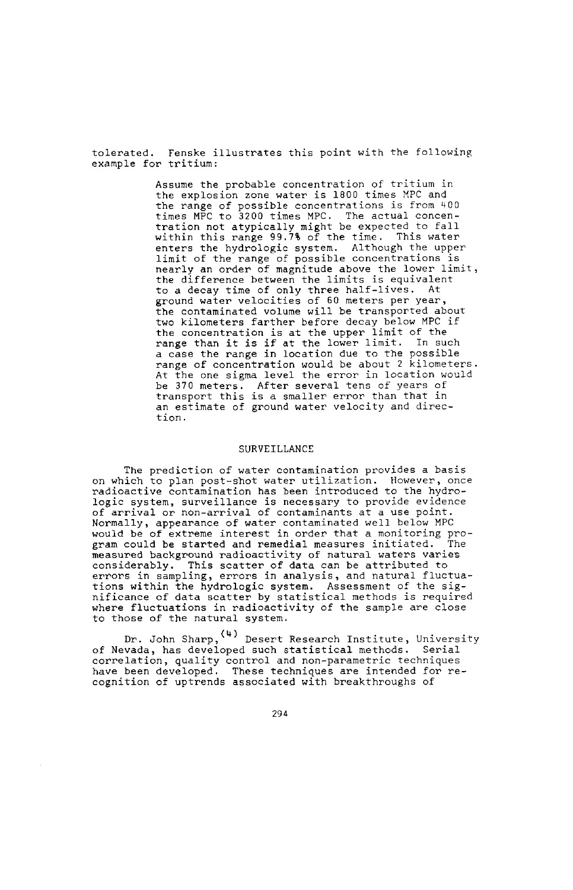tolerated. Fenske illustrates this point with the following example for tritium:

> Assume the probable concentration of tritium in the explosion zone water is 1800 times MPC and the range of possible concentrations is from 400 times MPC to 3200 times MPC. The actual concentration not atypically might be expected to fall within this range 99.7% of the time. This water enters the hydrologic system. Although the upper limit of the range of possible concentrations is nearly an order of magnitude above the lower limit, the difference between the limits is equivalent to a decay time of only three half-lives. At ground water velocities of 60 meters per year, the contaminated volume will be transported about two kilometers farther before decay below MPC if the concentration is at the upper limit of the range than it is if at the lower limit. In such a case the range in location due to the possible range of concentration would be about 2 kilometers. At the one sigma level the error in location would be 370 meters. After several tens of years of transport this is a smaller error than that in an estimate of ground water velocity and direction.

## SURVEILLANCE

The prediction of water contamination provides a basis on which to plan post-shot water utilization. However, once radioactive contamination has been introduced to the hydrologic system, surveillance is necessary to provide evidence of arrival or non-arrival of contaminants at a use point. Normally, appearance of water contaminated well below MPC would be of extreme interest in order that a monitoring program could be started and remedial measures initiated. The measured background radioactivity of natural waters varies considerably. This scatter of data can be attributed to errors in sampling, errors in analysis, and natural fluctuations within the hydrologic system. Assessment of the significance of data scatter by statistical methods is required where fluctuations in radioactivity of the sample are close to those of the natural system.

Dr. John Sharp,[4] Desert Research Institute, University of Nevada, has developed such statistical methods. Serial correlation, quality control and non-parametric techniques have been developed. These techniques are intended for recognition of uptrends associated with breakthroughs of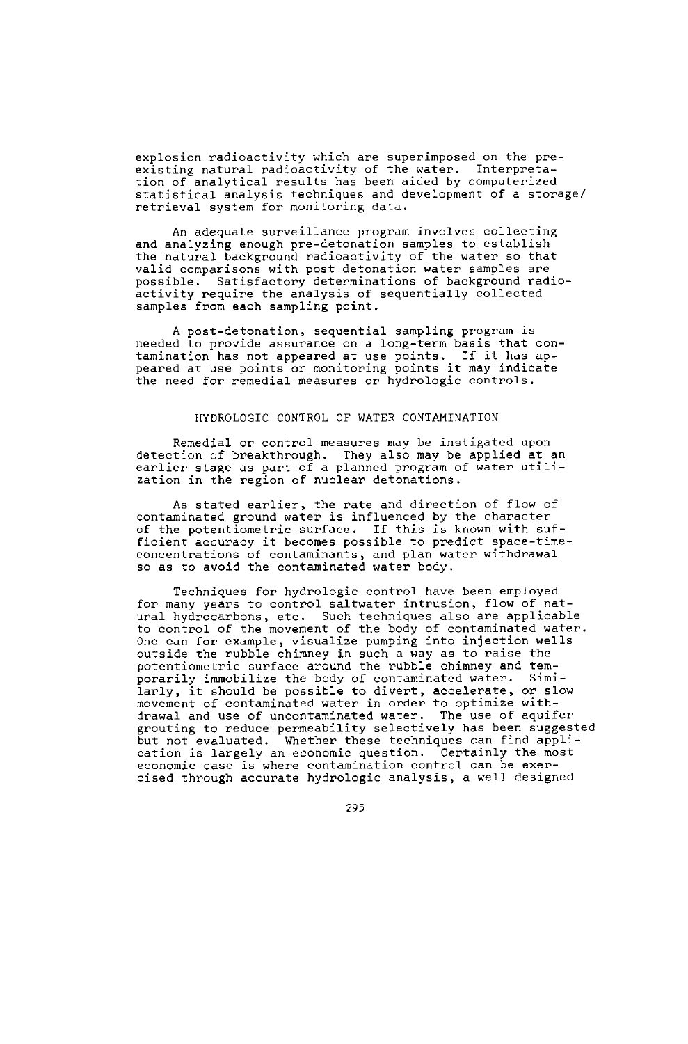explosion radioactivity which are superimposed on the pre-existing natural radioactivity of the water. Interpretation of analytical results has been aided by computerized statistical analysis techniques and development of a storage/retrieval system for monitoring data.

An adequate surveillance program involves collecting and analyzing enough pre-detonation samples to establish the natural background radioactivity of the water so that valid comparisons with post detonation water samples are possible. Satisfactory determinations of background radioactivity require the analysis of sequentially collected samples from each sampling point.

A post-detonation, sequential sampling program is needed to provide assurance on a long-term basis that contamination has not appeared at use points. If it has appeared at use points or monitoring points it may indicate the need for remedial measures or hydrologic controls.

## HYDROLOGIC CONTROL OF WATER CONTAMINATION

Remedial or control measures may be instigated upon detection of breakthrough. They also may be applied at an earlier stage as part of a planned program of water utilization in the region of nuclear detonations.

As stated earlier, the rate and direction of flow of contaminated ground water is influenced by the character of the potentiometric surface. If this is known with sufficient accuracy it becomes possible to predict space-time-concentrations of contaminants, and plan water withdrawal so as to avoid the contaminated water body.

Techniques for hydrologic control have been employed for many years to control saltwater intrusion, flow of natural hydrocarbons, etc. Such techniques also are applicable to control of the movement of the body of contaminated water. One can for example, visualize pumping into injection wells outside the rubble chimney in such a way as to raise the potentiometric surface around the rubble chimney and temporarily immobilize the body of contaminated water. Similarly, it should be possible to divert, accelerate, or slow movement of contaminated water in order to optimize withdrawal and use of uncontaminated water. The use of aquifer grouting to reduce permeability selectively has been suggested but not evaluated. Whether these techniques can find application is largely an economic question. Certainly the most economic case is where contamination control can be exercised through accurate hydrologic analysis, a well designed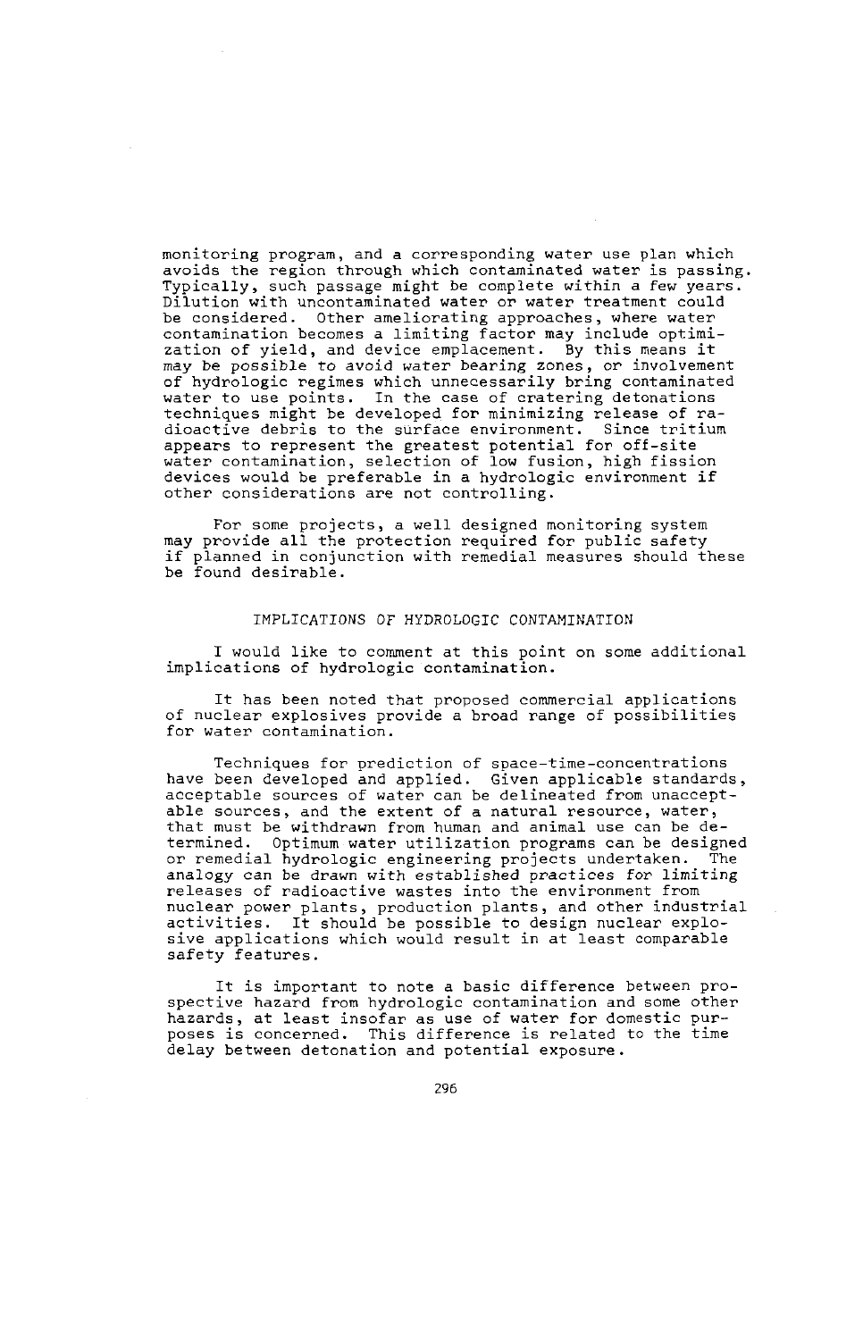monitoring program, and a corresponding water use plan which avoids the region through which contaminated water is passing. Typically, such passage might be complete within a few years. Dilution with uncontaminated water or water treatment could be considered. Other ameliorating approaches, where water contamination becomes a limiting factor may include optimization of yield, and device emplacement. By this means it may be possible to avoid water bearing zones, or involvement of hydrologic regimes which unnecessarily bring contaminated water to use points. In the case of cratering detonations techniques might be developed for minimizing release of radioactive debris to the surface environment. Since tritium appears to represent the greatest potential for off-site water contamination, selection of low fusion, high fission devices would be preferable in a hydrologic environment if other considerations are not controlling.

For some projects, a well designed monitoring system may provide all the protection required for public safety if planned in conjunction with remedial measures should these be found desirable.

## IMPLICATIONS OF HYDROLOGIC CONTAMINATION

I would like to comment at this point on some additional implications of hydrologic contamination.

It has been noted that proposed commercial applications of nuclear explosives provide a broad range of possibilities for water contamination.

Techniques for prediction of space-time-concentrations have been developed and applied. Given applicable standards, acceptable sources of water can be delineated from unacceptable sources, and the extent of a natural resource, water, that must be withdrawn from human and animal use can be determined. Optimum water utilization programs can be designed or remedial hydrologic engineering projects undertaken. The analogy can be drawn with established practices for limiting releases of radioactive wastes into the environment from nuclear power plants, production plants, and other industrial activities. It should be possible to design nuclear explosive applications which would result in at least comparable safety features.

It is important to note a basic difference between prospective hazard from hydrologic contamination and some other hazards, at least insofar as use of water for domestic purposes is concerned. This difference is related to the time delay between detonation and potential exposure.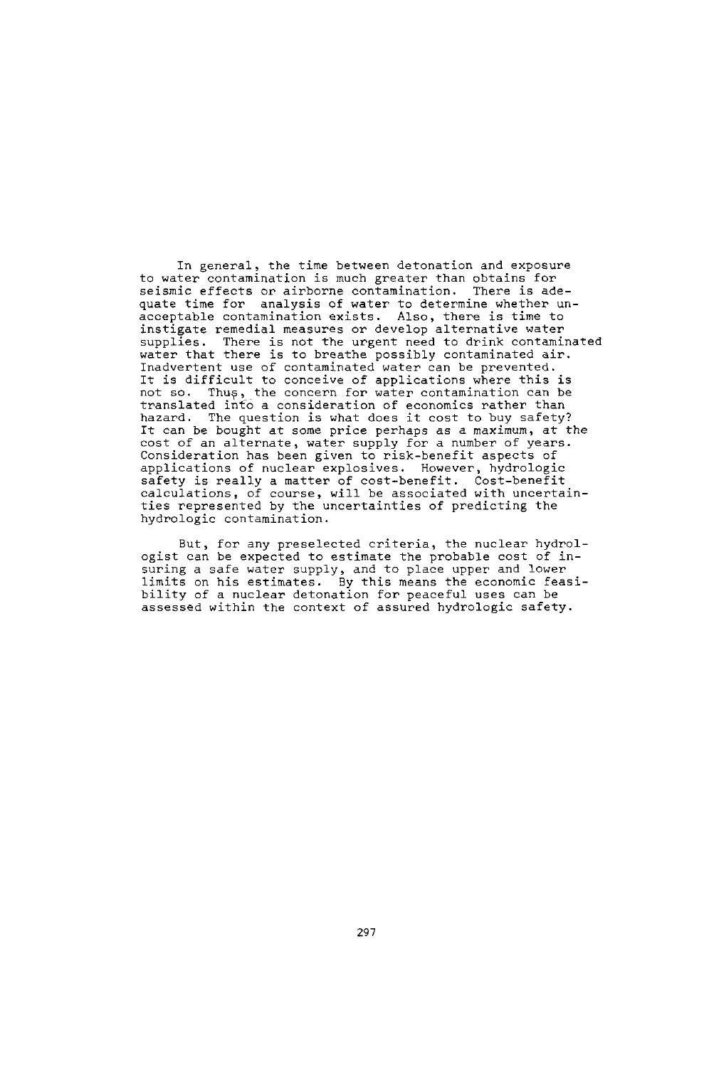In general, the time between detonation and exposure to water contamination is much greater than obtains for seismic effects or airborne contamination. There is adequate time for analysis of water to determine whether unacceptable contamination exists. Also, there is time to instigate remedial measures or develop alternative water supplies. There is not the urgent need to drink contaminated water that there is to breathe possibly contaminated air. Inadvertent use of contaminated water can be prevented. It is difficult to conceive of applications where this is not so. Thus, the concern for water contamination can be translated into a consideration of economics rather than hazard. The question is what does it cost to buy safety? It can be bought at some price perhaps as a maximum, at the cost of an alternate, water supply for a number of years. Consideration has been given to risk-benefit aspects of applications of nuclear explosives. However, hydrologic safety is really a matter of cost-benefit. Cost-benefit calculations, of course, will be associated with uncertainties represented by the uncertainties of predicting the hydrologic contamination.

But, for any preselected criteria, the nuclear hydrologist can be expected to estimate the probable cost of insuring a safe water supply, and to place upper and lower limits on his estimates. By this means the economic feasibility of a nuclear detonation for peaceful uses can be assessed within the context of assured hydrologic safety.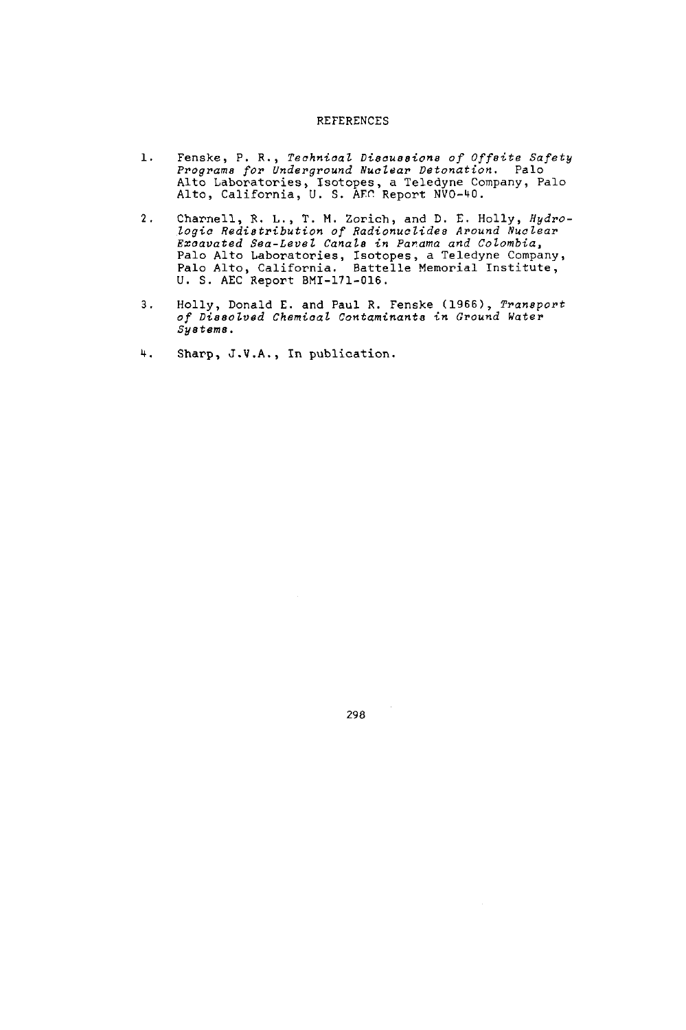# REFERENCES

1. Fenske, P. R., *Technical Discussions of Offsite Safety Programs for Underground Nuclear Detonation.* Palo Alto Laboratories, Isotopes, a Teledyne Company, Palo Alto, California, U. S. AEC Report NVO-40.

2. Charnell, R. L., T. M. Zorich, and D. E. Holly, *Hydrologic Redistribution of Radionuclides Around Nuclear Excavated Sea-Level Canals in Panama and Colombia,* Palo Alto Laboratories, Isotopes, a Teledyne Company, Palo Alto, California. Battelle Memorial Institute, U. S. AEC Report BMI-171-016.

3. Holly, Donald E. and Paul R. Fenske (1966), *Transport of Dissolved Chemical Contaminants in Ground Water Systems.*

4. Sharp, J.V.A., In publication.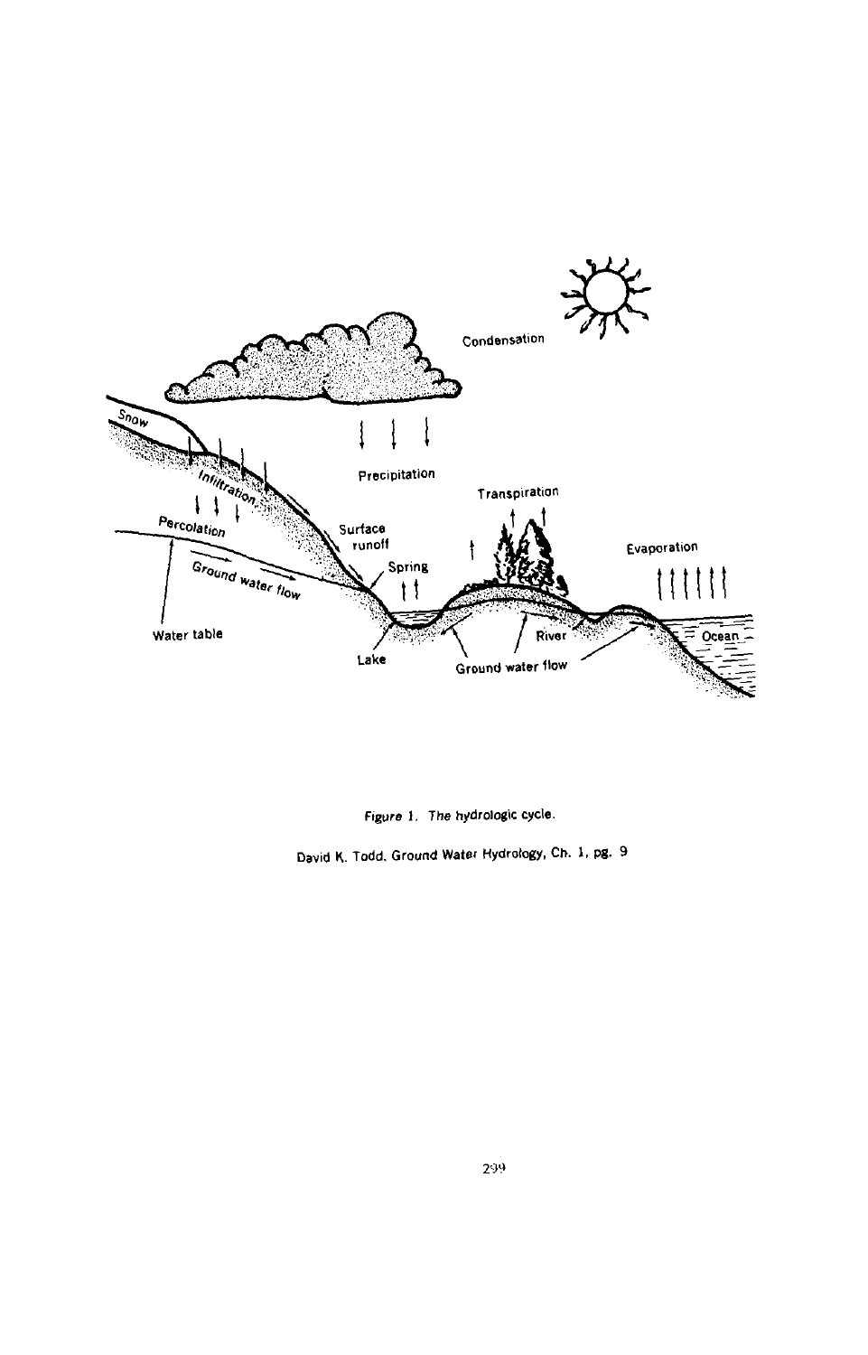*Figure 1. The hydrologic cycle.*

David K. Todd, Ground Water Hydrology, Ch. 1, pg. 9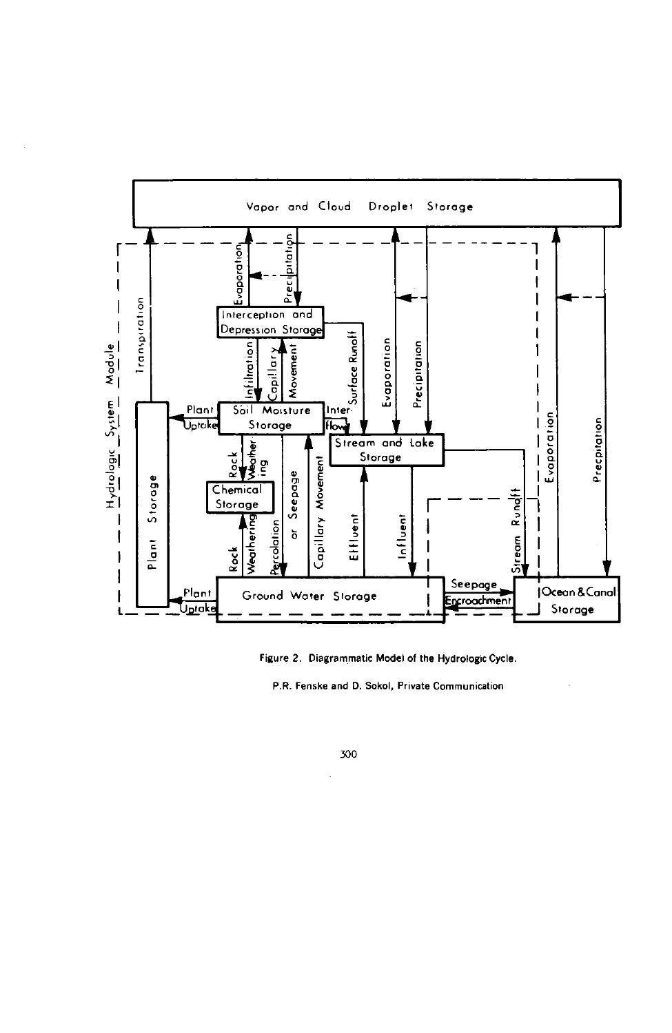Vapor and Cloud Droplet Storage

Hydrologic System Module

Transpiration

Evaporation

Precipitation

Interception and Depression Storage

Infiltration

Capillary Movement

Surface Runoff

Evaporation

Precipitation

Plant Uptake

Soil Moisture Storage

Interflow

Stream and Lake Storage

Plant Storage

Rock Weathering

Chemical Storage

Rock Weathering

Percolation or Seepage

Capillary Movement

Effluent

Influent

Stream Runoff

Evaporation

Precipitation

Plant Uptake

Ground Water Storage

Seepage

Encroachment

Ocean & Canal Storage

Figure 2. Diagrammatic Model of the Hydrologic Cycle.

P.R. Fenske and D. Sokol, Private Communication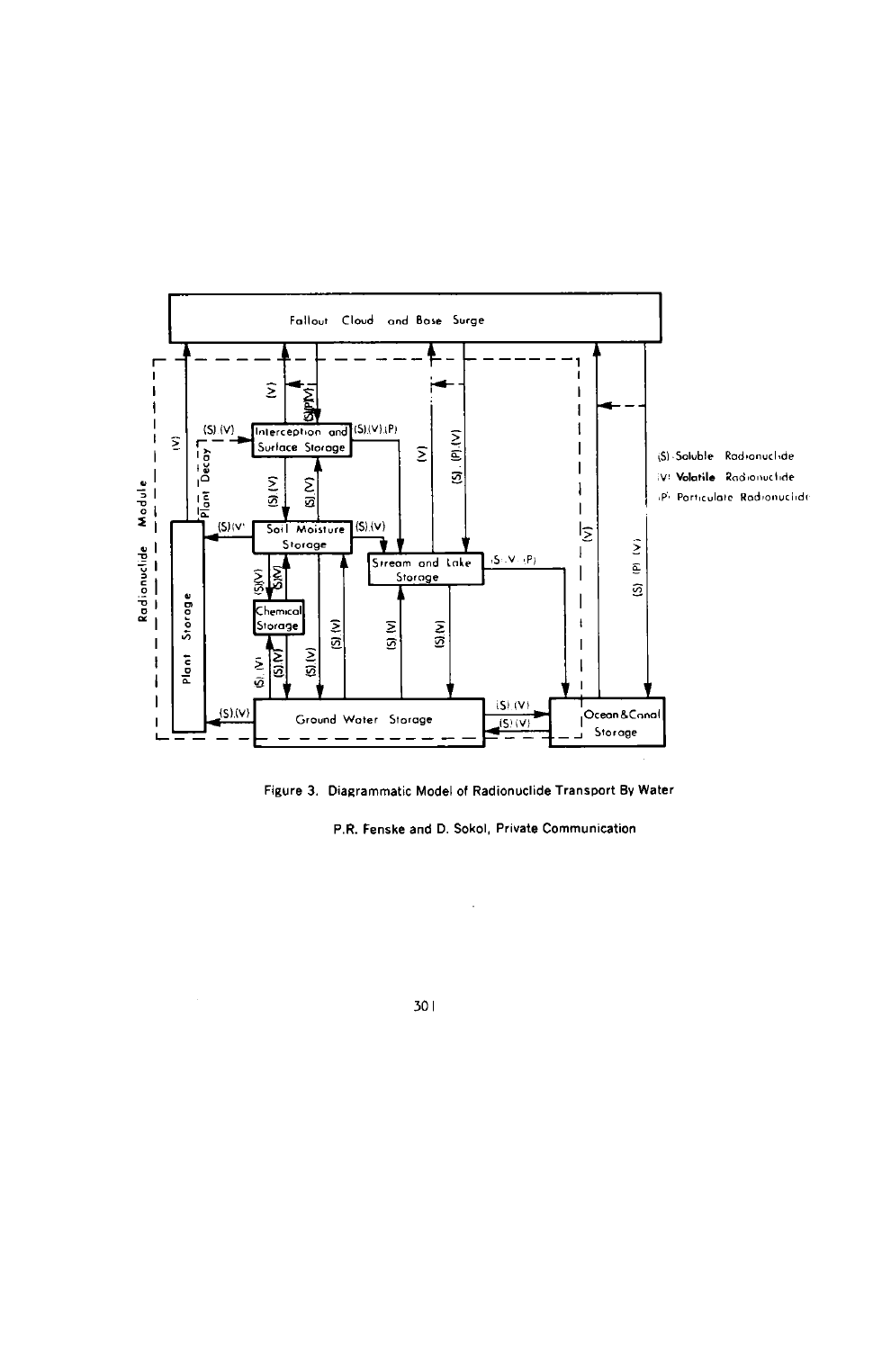Fallout Cloud and Base Surge

Radionuclide Module

Interception and Surface Storage

Soil Moisture Storage

Chemical Storage

Stream and Lake Storage

Plant Storage

Ground Water Storage

Ocean & Canal Storage

Plant Decay

(S) Soluble Radionuclide

(V) Volatile Radionuclide

(P) Particulate Radionuclide

Figure 3. Diagrammatic Model of Radionuclide Transport By Water

P.R. Fenske and D. Sokol, Private Communication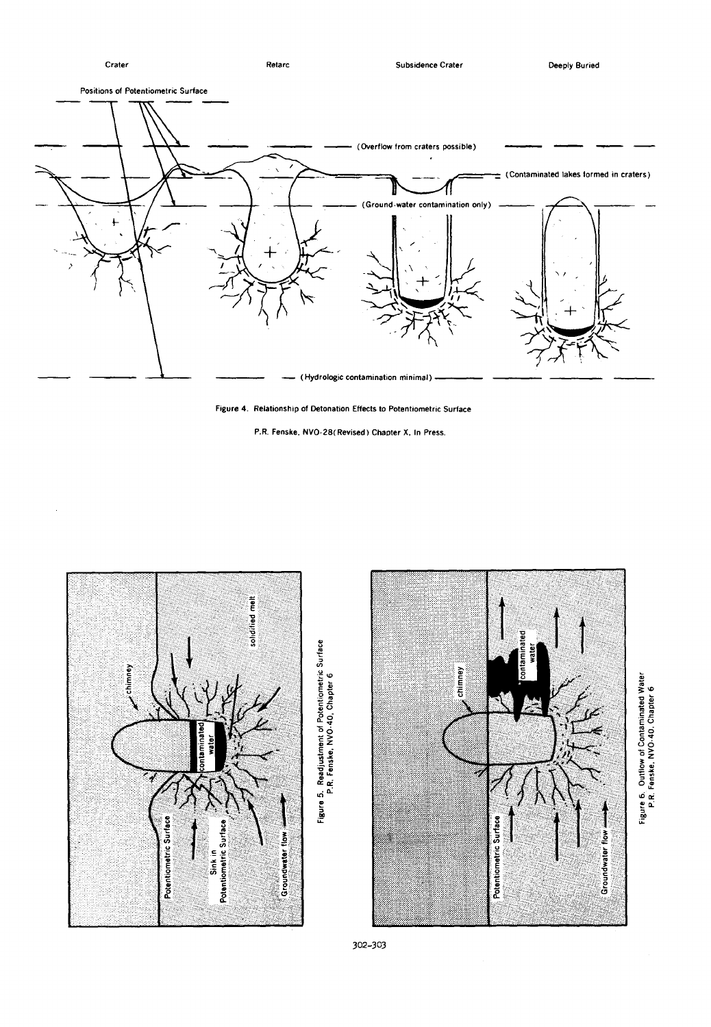Figure 4. Relationship of Detonation Effects to Potentiometric Surface

P.R. Fenske, NVO-28(Revised) Chapter X, In Press.

Figure 5. Readjustment of Potentiometric Surface
P.R. Fenske, NVO-40, Chapter 6

Figure 6. Outflow of Contaminated Water
P.R. Fenske, NVO-40, Chapter 6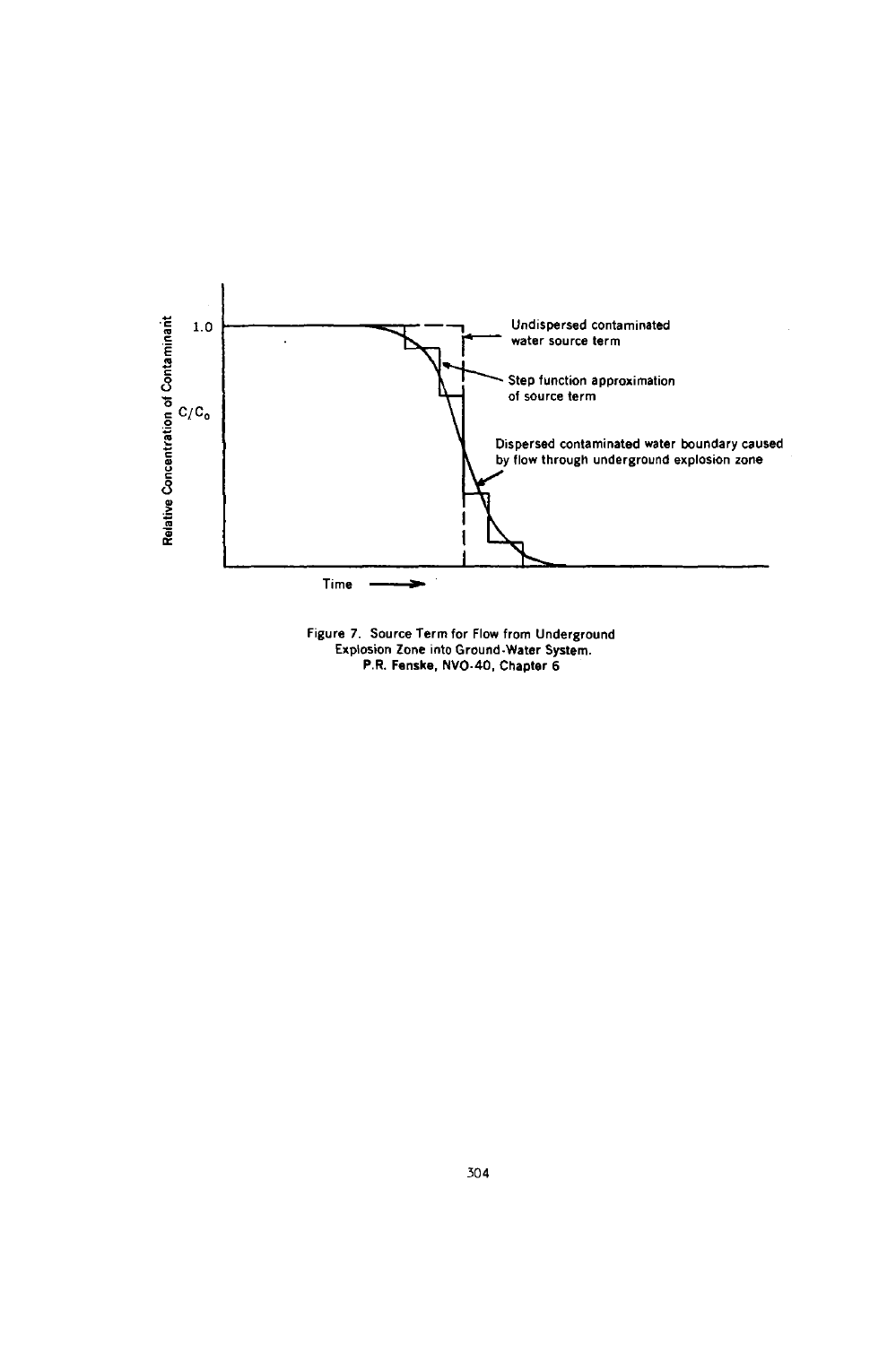Figure 7. Source Term for Flow from Underground Explosion Zone into Ground-Water System.
P.R. Fenske, NVO-40, Chapter 6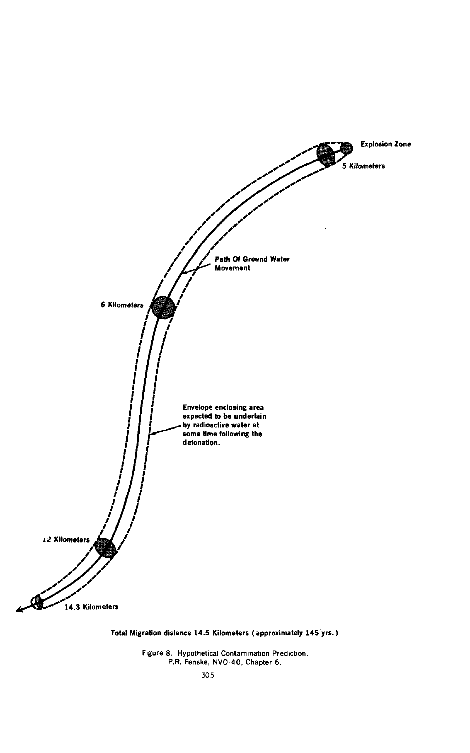Explosion Zone

5 Kilometers

Path Of Ground Water Movement

6 Kilometers

Envelope enclosing area expected to be underlain by radioactive water at some time following the detonation.

12 Kilometers

14.3 Kilometers

**Total Migration distance 14.5 Kilometers (approximately 145 yrs.)**

Figure 8. Hypothetical Contamination Prediction.
P.R. Fenske, NVO-40, Chapter 6.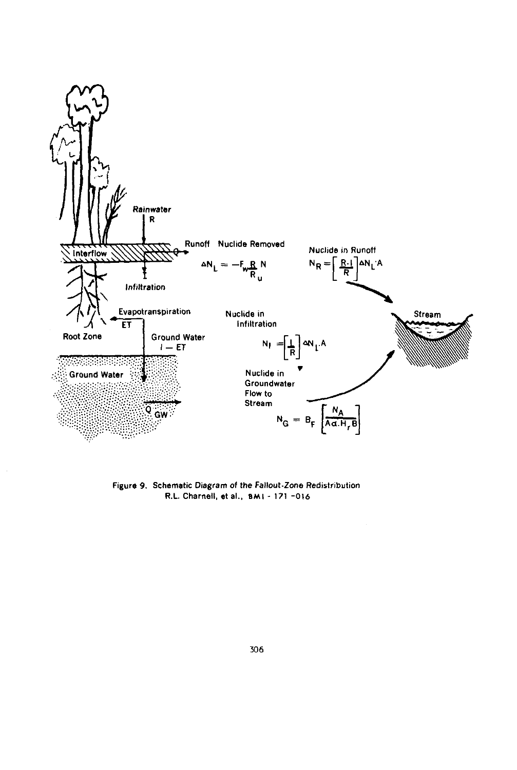Rainwater

R

Interflow

Runoff Nuclide Removed

$$\Delta N_L = -F_w \frac{R}{R_u} N$$

Nuclide in Runoff

$$N_R = \left[ \frac{R \cdot I}{R} \right] \Delta N_L \cdot A$$

Infiltration

Evapotranspiration

ET

Root Zone

Ground Water

$I - ET$

Nuclide in Infiltration

$$N_I = \left[ \frac{I}{R} \right] \Delta N_L \cdot A$$

Stream

Ground Water

$Q_{GW}$

Nuclide in Groundwater Flow to Stream

$$N_G = B_F \left[ \frac{N_A}{A\alpha . H_r B} \right]$$

Figure 9. Schematic Diagram of the Fallout-Zone Redistribution
R.L. Charnell, et al., BMI - 171 -016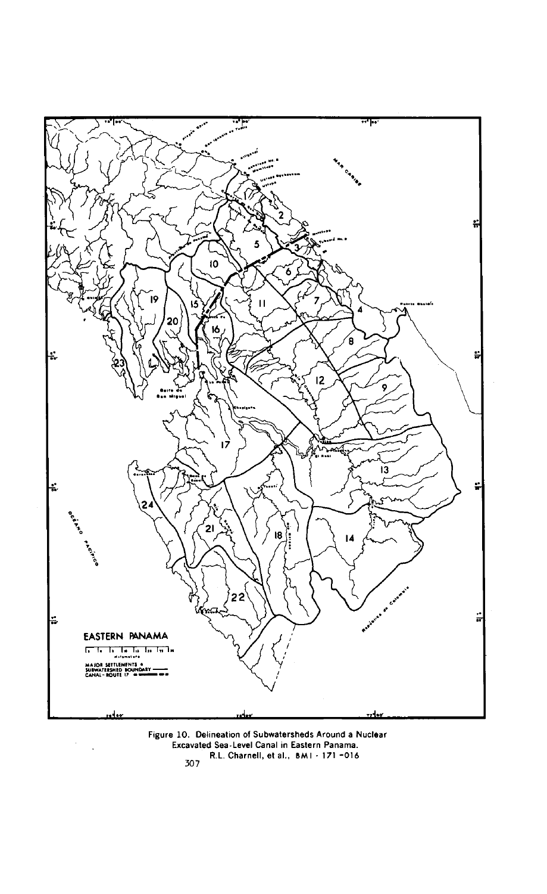Figure 10. Delineation of Subwatersheds Around a Nuclear Excavated Sea-Level Canal in Eastern Panama.
R.L. Charnell, et al., BMI - 171 -016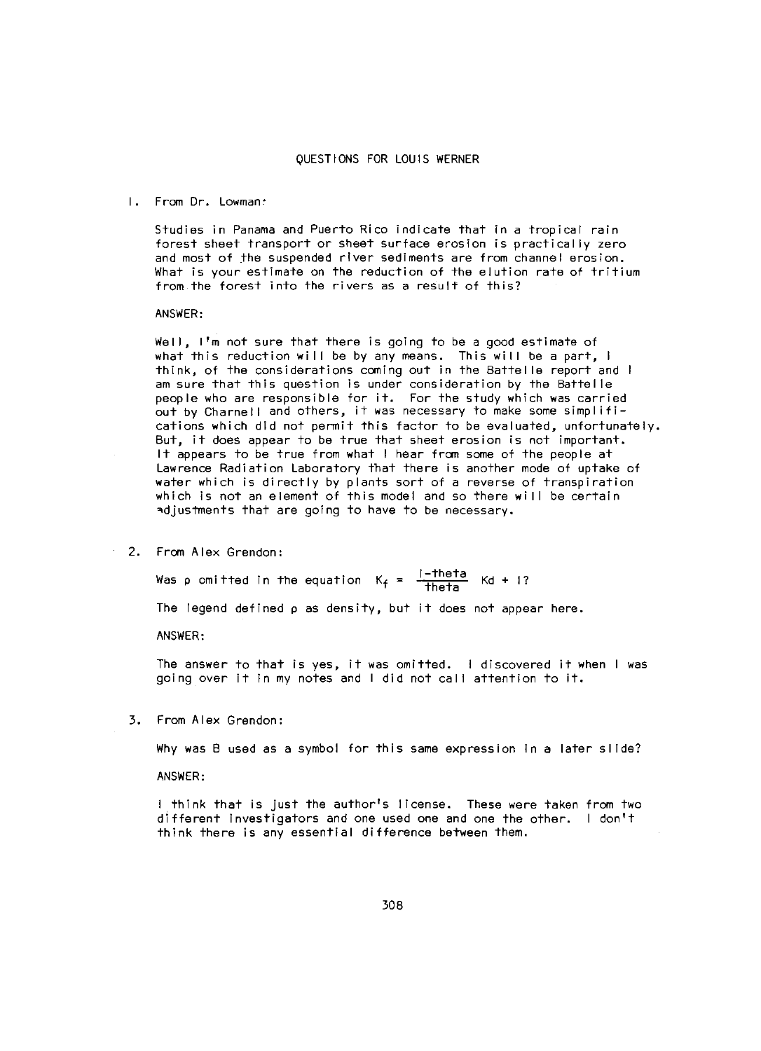QUESTIONS FOR LOUIS WERNER

1. From Dr. Lowman:

   Studies in Panama and Puerto Rico indicate that in a tropical rain forest sheet transport or sheet surface erosion is practically zero and most of the suspended river sediments are from channel erosion. What is your estimate on the reduction of the elution rate of tritium from the forest into the rivers as a result of this?

   ANSWER:

   Well, I'm not sure that there is going to be a good estimate of what this reduction will be by any means. This will be a part, I think, of the considerations coming out in the Battelle report and I am sure that this question is under consideration by the Battelle people who are responsible for it. For the study which was carried out by Charnell and others, it was necessary to make some simplifications which did not permit this factor to be evaluated, unfortunately. But, it does appear to be true that sheet erosion is not important. It appears to be true from what I hear from some of the people at Lawrence Radiation Laboratory that there is another mode of uptake of water which is directly by plants sort of a reverse of transpiration which is not an element of this model and so there will be certain adjustments that are going to have to be necessary.

2. From Alex Grendon:

   Was ρ omitted in the equation $K_f = \frac{1\text{-theta}}{\text{theta}} \text{ Kd} + 1$?

   The legend defined ρ as density, but it does not appear here.

   ANSWER:

   The answer to that is yes, it was omitted. I discovered it when I was going over it in my notes and I did not call attention to it.

3. From Alex Grendon:

   Why was B used as a symbol for this same expression in a later slide?

   ANSWER:

   I think that is just the author's license. These were taken from two different investigators and one used one and one the other. I don't think there is any essential difference between them.